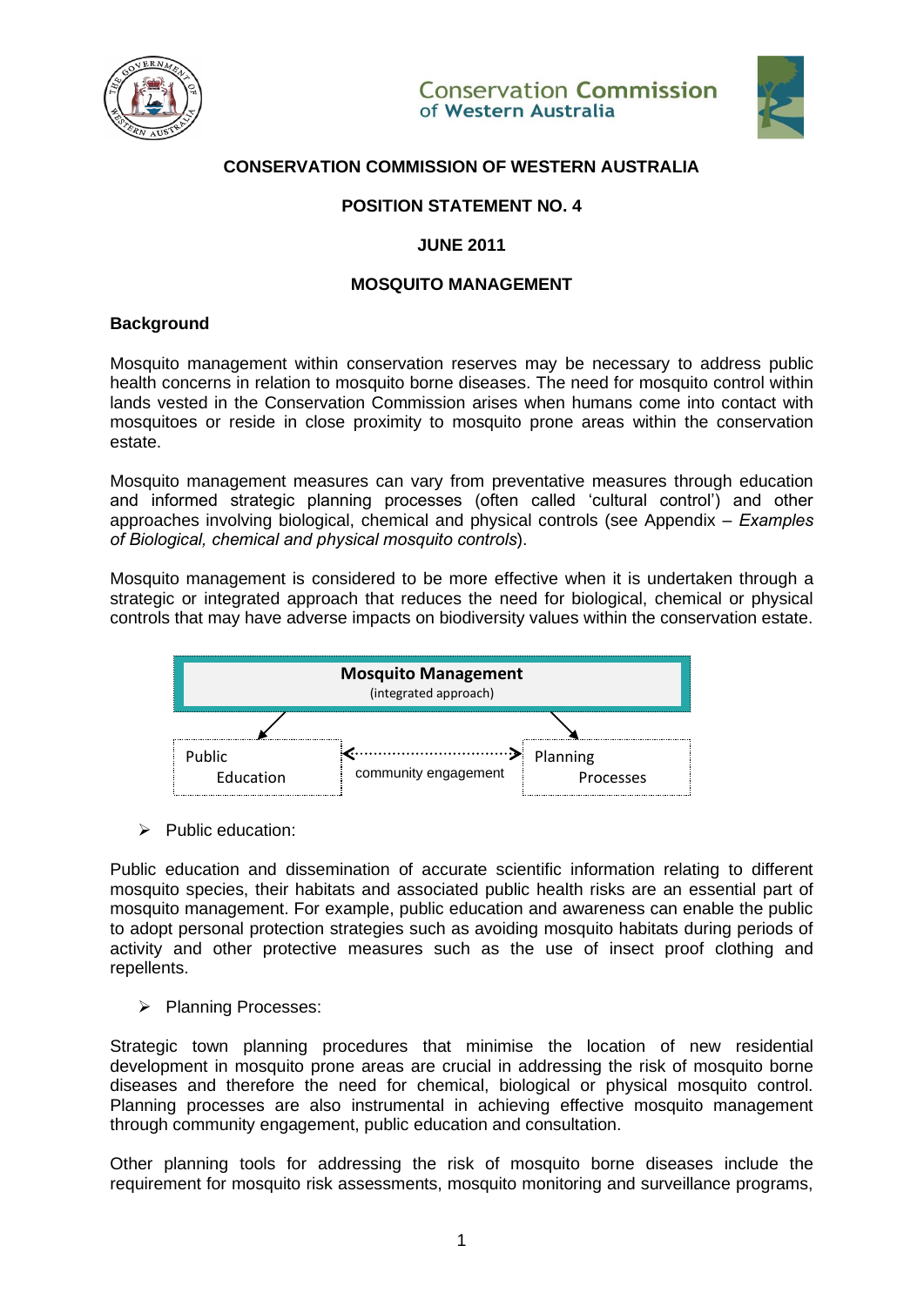**CONSERVATION COMMISSION OF WESTERN AUSTRALIA**

**POSITION STATEMENT NO. 4**

**JUNE 2011**

# MOSQUITO MANAGEMENT

## Background

Mosquito management within conservation reserves may be necessary to address public health concerns in relation to mosquito borne diseases. The need for mosquito control within lands vested in the Conservation Commission arises when humans come into contact with mosquitoes or reside in close proximity to mosquito prone areas within the conservation estate.

Mosquito management measures can vary from preventative measures through education and informed strategic planning processes (often called 'cultural control') and other approaches involving biological, chemical and physical controls (see Appendix – *Examples of Biological, chemical and physical mosquito controls*).

Mosquito management is considered to be more effective when it is undertaken through a strategic or integrated approach that reduces the need for biological, chemical or physical controls that may have adverse impacts on biodiversity values within the conservation estate.

**Mosquito Management**
(integrated approach)

Public Education ← community engagement → Planning Processes

- Public education:

Public education and dissemination of accurate scientific information relating to different mosquito species, their habitats and associated public health risks are an essential part of mosquito management. For example, public education and awareness can enable the public to adopt personal protection strategies such as avoiding mosquito habitats during periods of activity and other protective measures such as the use of insect proof clothing and repellents.

- Planning Processes:

Strategic town planning procedures that minimise the location of new residential development in mosquito prone areas are crucial in addressing the risk of mosquito borne diseases and therefore the need for chemical, biological or physical mosquito control. Planning processes are also instrumental in achieving effective mosquito management through community engagement, public education and consultation.

Other planning tools for addressing the risk of mosquito borne diseases include the requirement for mosquito risk assessments, mosquito monitoring and surveillance programs,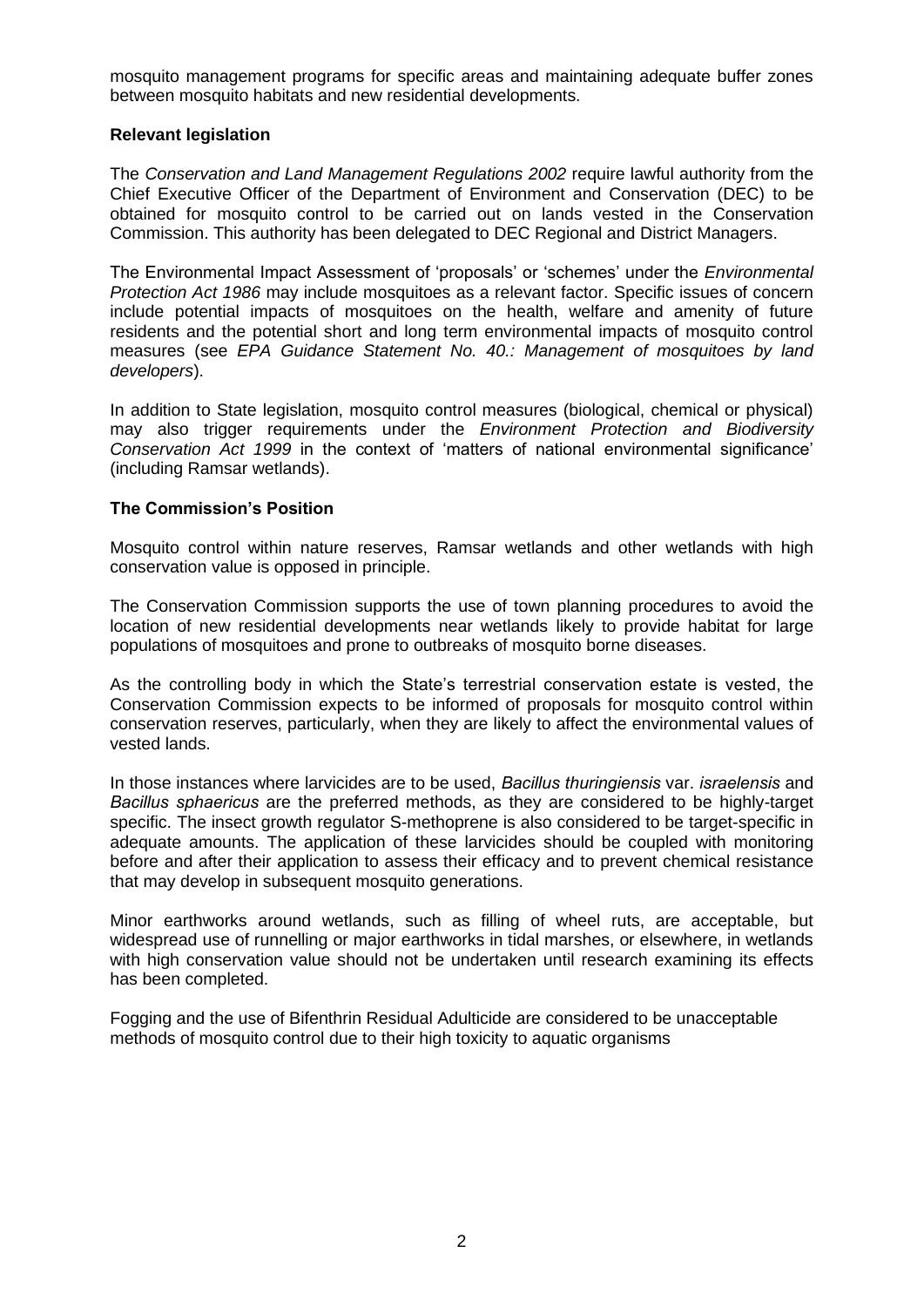mosquito management programs for specific areas and maintaining adequate buffer zones between mosquito habitats and new residential developments.

**Relevant legislation**

The *Conservation and Land Management Regulations 2002* require lawful authority from the Chief Executive Officer of the Department of Environment and Conservation (DEC) to be obtained for mosquito control to be carried out on lands vested in the Conservation Commission. This authority has been delegated to DEC Regional and District Managers.

The Environmental Impact Assessment of 'proposals' or 'schemes' under the *Environmental Protection Act 1986* may include mosquitoes as a relevant factor. Specific issues of concern include potential impacts of mosquitoes on the health, welfare and amenity of future residents and the potential short and long term environmental impacts of mosquito control measures (see *EPA Guidance Statement No. 40.: Management of mosquitoes by land developers*).

In addition to State legislation, mosquito control measures (biological, chemical or physical) may also trigger requirements under the *Environment Protection and Biodiversity Conservation Act 1999* in the context of 'matters of national environmental significance' (including Ramsar wetlands).

**The Commission's Position**

Mosquito control within nature reserves, Ramsar wetlands and other wetlands with high conservation value is opposed in principle.

The Conservation Commission supports the use of town planning procedures to avoid the location of new residential developments near wetlands likely to provide habitat for large populations of mosquitoes and prone to outbreaks of mosquito borne diseases.

As the controlling body in which the State's terrestrial conservation estate is vested, the Conservation Commission expects to be informed of proposals for mosquito control within conservation reserves, particularly, when they are likely to affect the environmental values of vested lands.

In those instances where larvicides are to be used, *Bacillus thuringiensis* var. *israelensis* and *Bacillus sphaericus* are the preferred methods, as they are considered to be highly-target specific. The insect growth regulator S-methoprene is also considered to be target-specific in adequate amounts. The application of these larvicides should be coupled with monitoring before and after their application to assess their efficacy and to prevent chemical resistance that may develop in subsequent mosquito generations.

Minor earthworks around wetlands, such as filling of wheel ruts, are acceptable, but widespread use of runnelling or major earthworks in tidal marshes, or elsewhere, in wetlands with high conservation value should not be undertaken until research examining its effects has been completed.

Fogging and the use of Bifenthrin Residual Adulticide are considered to be unacceptable methods of mosquito control due to their high toxicity to aquatic organisms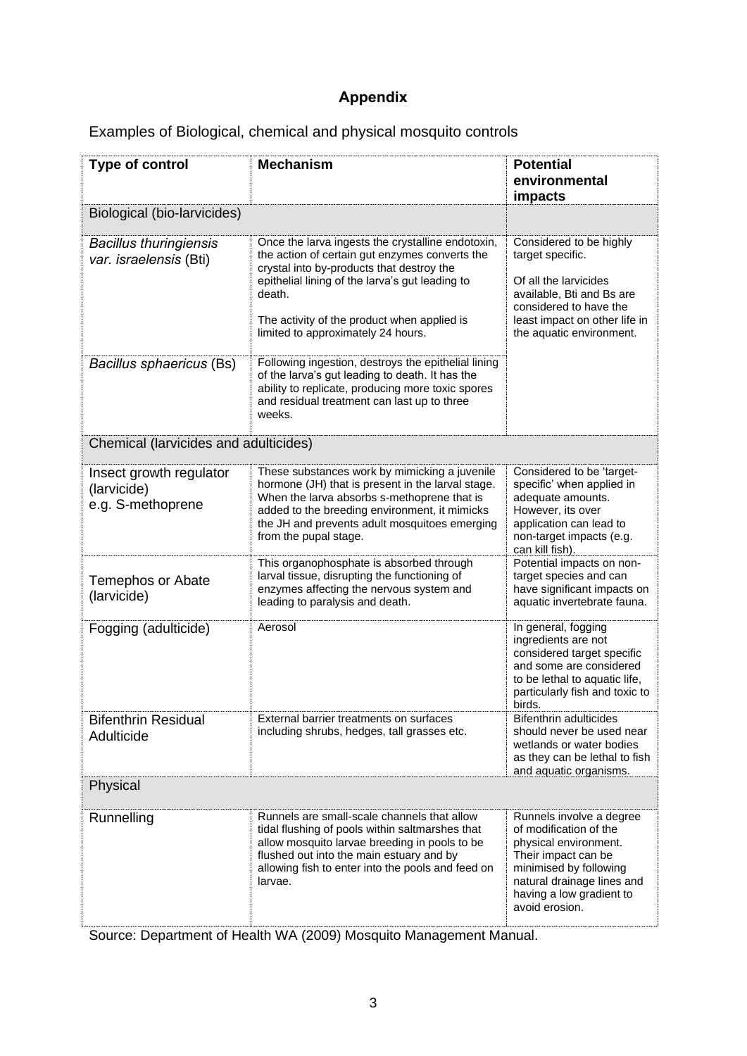## Appendix

Examples of Biological, chemical and physical mosquito controls

| Type of control | Mechanism | Potential environmental impacts |
|---|---|---|
| Biological (bio-larvicides) | | |
| *Bacillus thuringiensis var. israelensis* (Bti) | Once the larva ingests the crystalline endotoxin, the action of certain gut enzymes converts the crystal into by-products that destroy the epithelial lining of the larva's gut leading to death.<br><br>The activity of the product when applied is limited to approximately 24 hours. | Considered to be highly target specific.<br><br>Of all the larvicides available, Bti and Bs are considered to have the least impact on other life in the aquatic environment. |
| *Bacillus sphaericus* (Bs) | Following ingestion, destroys the epithelial lining of the larva's gut leading to death. It has the ability to replicate, producing more toxic spores and residual treatment can last up to three weeks. | |
| Chemical (larvicides and adulticides) | | |
| Insect growth regulator (larvicide) e.g. S-methoprene | These substances work by mimicking a juvenile hormone (JH) that is present in the larval stage. When the larva absorbs s-methoprene that is added to the breeding environment, it mimicks the JH and prevents adult mosquitoes emerging from the pupal stage. | Considered to be 'target-specific' when applied in adequate amounts. However, its over application can lead to non-target impacts (e.g. can kill fish). |
| Temephos or Abate (larvicide) | This organophosphate is absorbed through larval tissue, disrupting the functioning of enzymes affecting the nervous system and leading to paralysis and death. | Potential impacts on non-target species and can have significant impacts on aquatic invertebrate fauna. |
| Fogging (adulticide) | Aerosol | In general, fogging ingredients are not considered target specific and some are considered to be lethal to aquatic life, particularly fish and toxic to birds. |
| Bifenthrin Residual Adulticide | External barrier treatments on surfaces including shrubs, hedges, tall grasses etc. | Bifenthrin adulticides should never be used near wetlands or water bodies as they can be lethal to fish and aquatic organisms. |
| Physical | | |
| Runnelling | Runnels are small-scale channels that allow tidal flushing of pools within saltmarshes that allow mosquito larvae breeding in pools to be flushed out into the main estuary and by allowing fish to enter into the pools and feed on larvae. | Runnels involve a degree of modification of the physical environment. Their impact can be minimised by following natural drainage lines and having a low gradient to avoid erosion. |

Source: Department of Health WA (2009) Mosquito Management Manual.